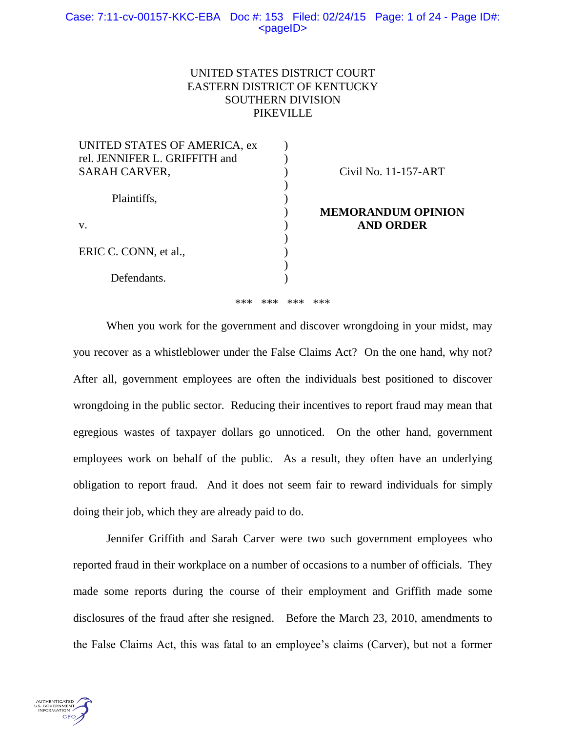UNITED STATES DISTRICT COURT
EASTERN DISTRICT OF KENTUCKY
SOUTHERN DIVISION
PIKEVILLE

| | | |
|---|---|---|
| UNITED STATES OF AMERICA, ex rel. JENNIFER L. GRIFFITH and SARAH CARVER, | ) | Civil No. 11-157-ART |
| Plaintiffs, | ) | |
| v. | ) | **MEMORANDUM OPINION AND ORDER** |
| ERIC C. CONN, et al., | ) | |
| Defendants. | ) | |

*** *** *** ***

When you work for the government and discover wrongdoing in your midst, may you recover as a whistleblower under the False Claims Act? On the one hand, why not? After all, government employees are often the individuals best positioned to discover wrongdoing in the public sector. Reducing their incentives to report fraud may mean that egregious wastes of taxpayer dollars go unnoticed. On the other hand, government employees work on behalf of the public. As a result, they often have an underlying obligation to report fraud. And it does not seem fair to reward individuals for simply doing their job, which they are already paid to do.

Jennifer Griffith and Sarah Carver were two such government employees who reported fraud in their workplace on a number of occasions to a number of officials. They made some reports during the course of their employment and Griffith made some disclosures of the fraud after she resigned. Before the March 23, 2010, amendments to the False Claims Act, this was fatal to an employee's claims (Carver), but not a former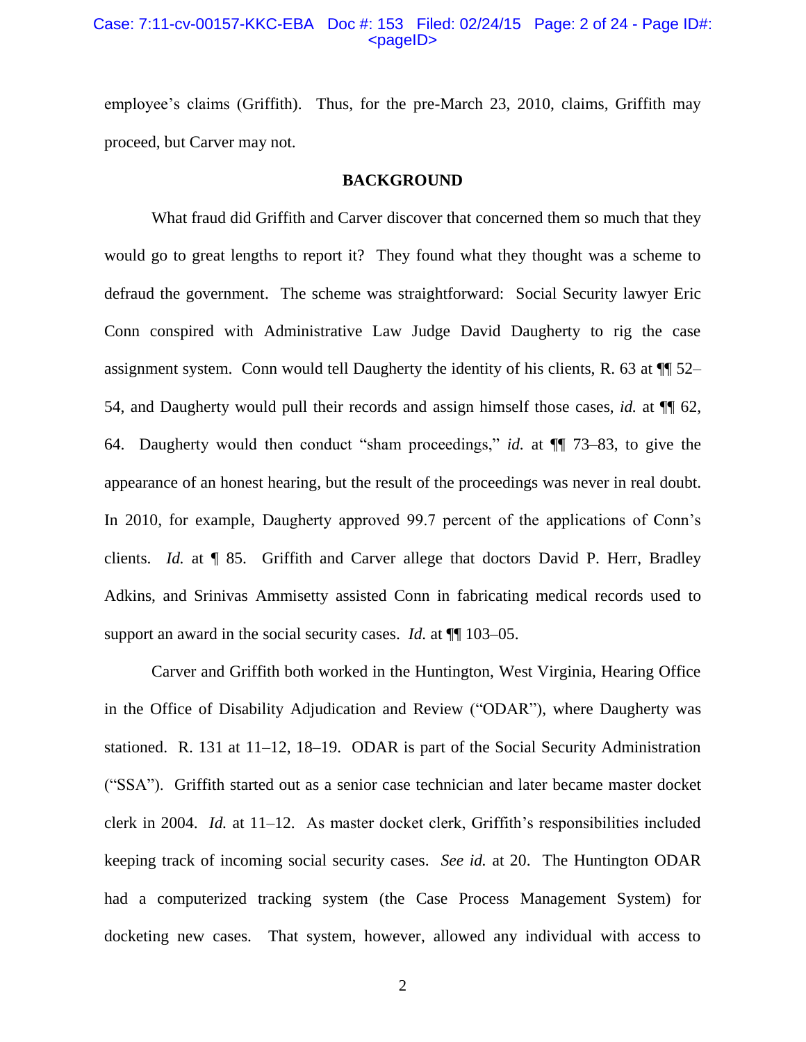employee's claims (Griffith). Thus, for the pre-March 23, 2010, claims, Griffith may proceed, but Carver may not.

**BACKGROUND**

What fraud did Griffith and Carver discover that concerned them so much that they would go to great lengths to report it? They found what they thought was a scheme to defraud the government. The scheme was straightforward: Social Security lawyer Eric Conn conspired with Administrative Law Judge David Daugherty to rig the case assignment system. Conn would tell Daugherty the identity of his clients, R. 63 at ¶¶ 52–54, and Daugherty would pull their records and assign himself those cases, *id.* at ¶¶ 62, 64. Daugherty would then conduct "sham proceedings," *id.* at ¶¶ 73–83, to give the appearance of an honest hearing, but the result of the proceedings was never in real doubt. In 2010, for example, Daugherty approved 99.7 percent of the applications of Conn's clients. *Id.* at ¶ 85. Griffith and Carver allege that doctors David P. Herr, Bradley Adkins, and Srinivas Ammisetty assisted Conn in fabricating medical records used to support an award in the social security cases. *Id.* at ¶¶ 103–05.

Carver and Griffith both worked in the Huntington, West Virginia, Hearing Office in the Office of Disability Adjudication and Review ("ODAR"), where Daugherty was stationed. R. 131 at 11–12, 18–19. ODAR is part of the Social Security Administration ("SSA"). Griffith started out as a senior case technician and later became master docket clerk in 2004. *Id.* at 11–12. As master docket clerk, Griffith's responsibilities included keeping track of incoming social security cases. *See id.* at 20. The Huntington ODAR had a computerized tracking system (the Case Process Management System) for docketing new cases. That system, however, allowed any individual with access to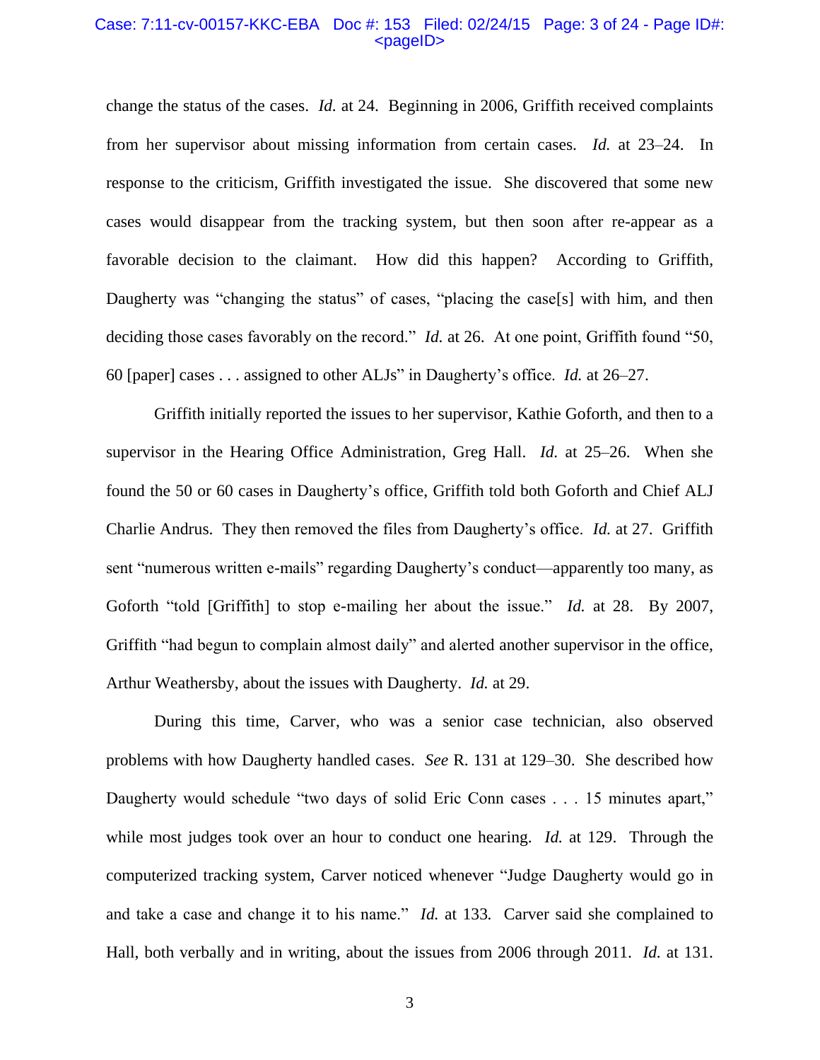change the status of the cases. *Id.* at 24. Beginning in 2006, Griffith received complaints from her supervisor about missing information from certain cases. *Id.* at 23–24. In response to the criticism, Griffith investigated the issue. She discovered that some new cases would disappear from the tracking system, but then soon after re-appear as a favorable decision to the claimant. How did this happen? According to Griffith, Daugherty was "changing the status" of cases, "placing the case[s] with him, and then deciding those cases favorably on the record." *Id.* at 26. At one point, Griffith found "50, 60 [paper] cases . . . assigned to other ALJs" in Daugherty's office. *Id.* at 26–27.

Griffith initially reported the issues to her supervisor, Kathie Goforth, and then to a supervisor in the Hearing Office Administration, Greg Hall. *Id.* at 25–26. When she found the 50 or 60 cases in Daugherty's office, Griffith told both Goforth and Chief ALJ Charlie Andrus. They then removed the files from Daugherty's office. *Id.* at 27. Griffith sent "numerous written e-mails" regarding Daugherty's conduct—apparently too many, as Goforth "told [Griffith] to stop e-mailing her about the issue." *Id.* at 28. By 2007, Griffith "had begun to complain almost daily" and alerted another supervisor in the office, Arthur Weathersby, about the issues with Daugherty. *Id.* at 29.

During this time, Carver, who was a senior case technician, also observed problems with how Daugherty handled cases. *See* R. 131 at 129–30. She described how Daugherty would schedule "two days of solid Eric Conn cases . . . 15 minutes apart," while most judges took over an hour to conduct one hearing. *Id.* at 129. Through the computerized tracking system, Carver noticed whenever "Judge Daugherty would go in and take a case and change it to his name." *Id.* at 133. Carver said she complained to Hall, both verbally and in writing, about the issues from 2006 through 2011. *Id.* at 131.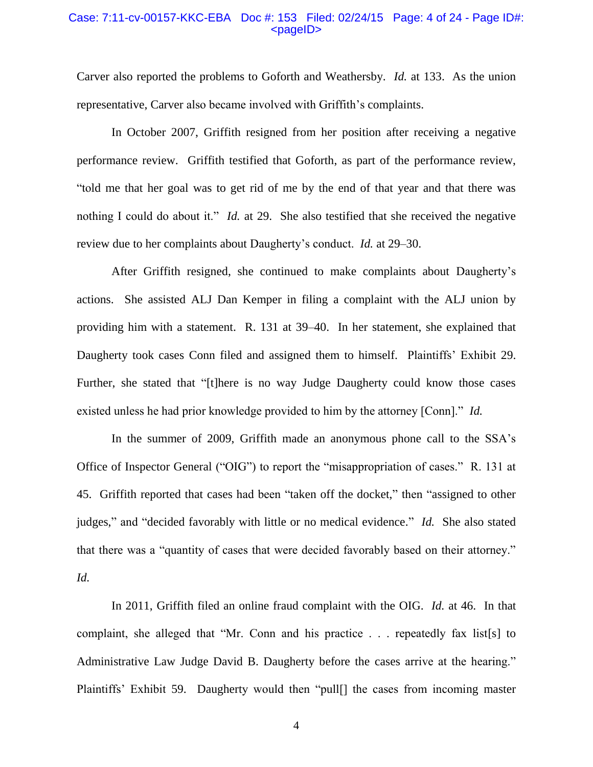Carver also reported the problems to Goforth and Weathersby. *Id.* at 133. As the union representative, Carver also became involved with Griffith's complaints.

In October 2007, Griffith resigned from her position after receiving a negative performance review. Griffith testified that Goforth, as part of the performance review, "told me that her goal was to get rid of me by the end of that year and that there was nothing I could do about it." *Id.* at 29. She also testified that she received the negative review due to her complaints about Daugherty's conduct. *Id.* at 29–30.

After Griffith resigned, she continued to make complaints about Daugherty's actions. She assisted ALJ Dan Kemper in filing a complaint with the ALJ union by providing him with a statement. R. 131 at 39–40. In her statement, she explained that Daugherty took cases Conn filed and assigned them to himself. Plaintiffs' Exhibit 29. Further, she stated that "[t]here is no way Judge Daugherty could know those cases existed unless he had prior knowledge provided to him by the attorney [Conn]." *Id.*

In the summer of 2009, Griffith made an anonymous phone call to the SSA's Office of Inspector General ("OIG") to report the "misappropriation of cases." R. 131 at 45. Griffith reported that cases had been "taken off the docket," then "assigned to other judges," and "decided favorably with little or no medical evidence." *Id.* She also stated that there was a "quantity of cases that were decided favorably based on their attorney." *Id.*

In 2011, Griffith filed an online fraud complaint with the OIG. *Id.* at 46. In that complaint, she alleged that "Mr. Conn and his practice . . . repeatedly fax list[s] to Administrative Law Judge David B. Daugherty before the cases arrive at the hearing." Plaintiffs' Exhibit 59. Daugherty would then "pull[] the cases from incoming master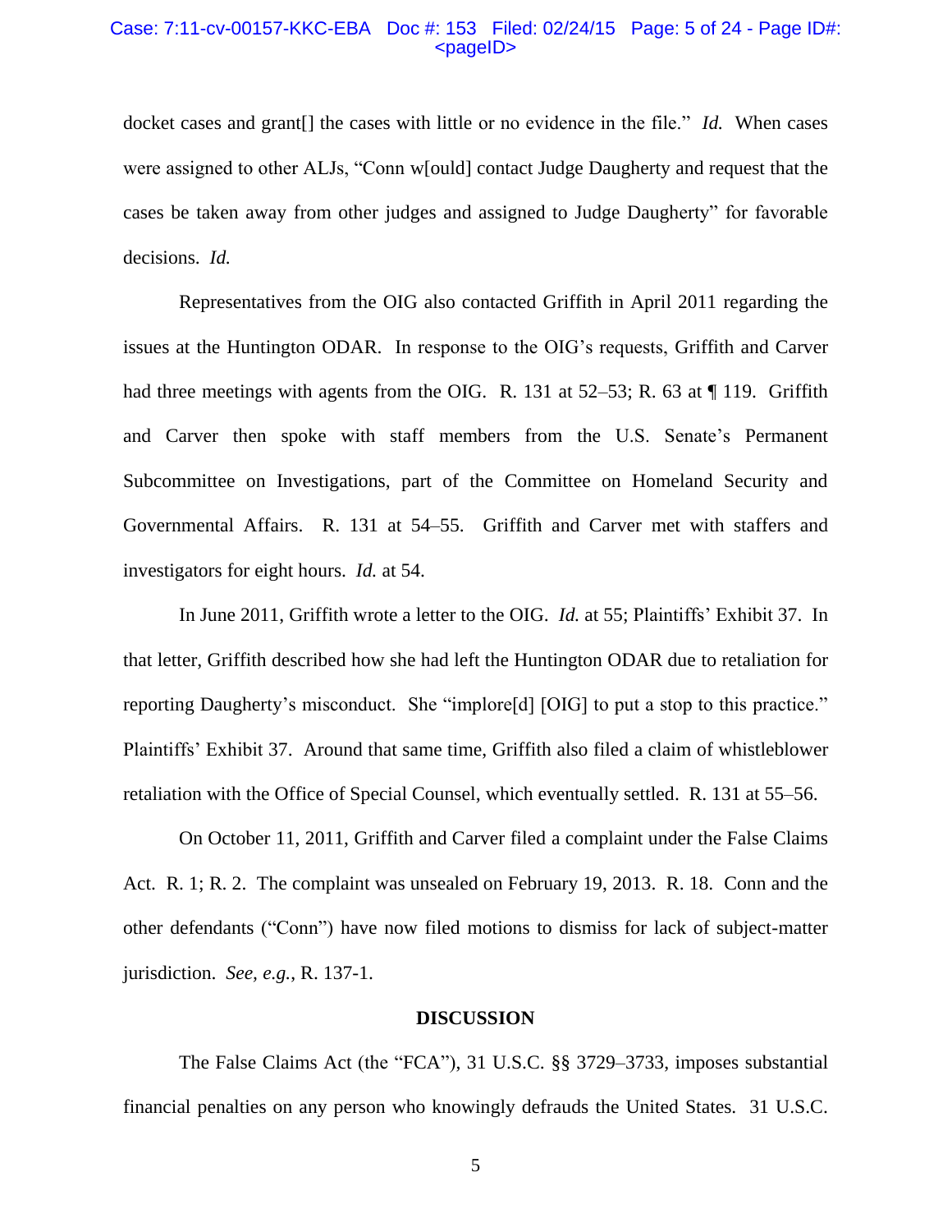docket cases and grant[] the cases with little or no evidence in the file." *Id.* When cases were assigned to other ALJs, "Conn w[ould] contact Judge Daugherty and request that the cases be taken away from other judges and assigned to Judge Daugherty" for favorable decisions. *Id.*

Representatives from the OIG also contacted Griffith in April 2011 regarding the issues at the Huntington ODAR. In response to the OIG's requests, Griffith and Carver had three meetings with agents from the OIG. R. 131 at 52–53; R. 63 at ¶ 119. Griffith and Carver then spoke with staff members from the U.S. Senate's Permanent Subcommittee on Investigations, part of the Committee on Homeland Security and Governmental Affairs. R. 131 at 54–55. Griffith and Carver met with staffers and investigators for eight hours. *Id.* at 54.

In June 2011, Griffith wrote a letter to the OIG. *Id.* at 55; Plaintiffs' Exhibit 37. In that letter, Griffith described how she had left the Huntington ODAR due to retaliation for reporting Daugherty's misconduct. She "implore[d] [OIG] to put a stop to this practice." Plaintiffs' Exhibit 37. Around that same time, Griffith also filed a claim of whistleblower retaliation with the Office of Special Counsel, which eventually settled. R. 131 at 55–56.

On October 11, 2011, Griffith and Carver filed a complaint under the False Claims Act. R. 1; R. 2. The complaint was unsealed on February 19, 2013. R. 18. Conn and the other defendants ("Conn") have now filed motions to dismiss for lack of subject-matter jurisdiction. *See, e.g.*, R. 137-1.

## DISCUSSION

The False Claims Act (the "FCA"), 31 U.S.C. §§ 3729–3733, imposes substantial financial penalties on any person who knowingly defrauds the United States. 31 U.S.C.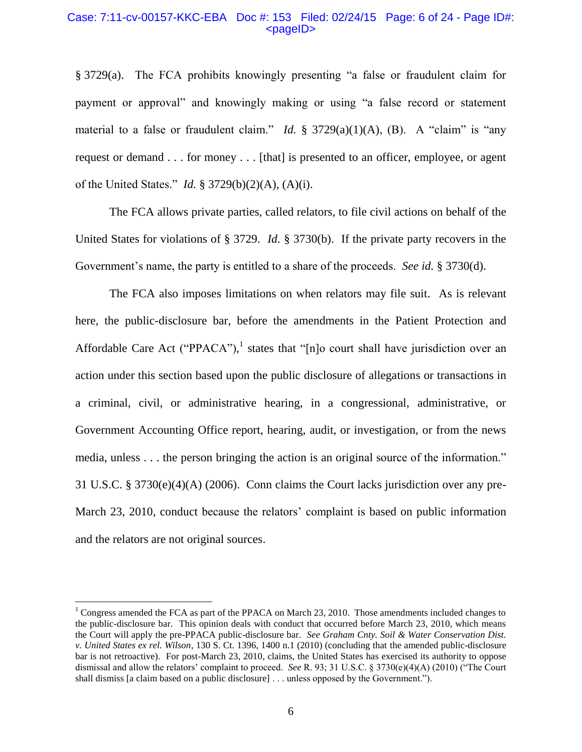§ 3729(a). The FCA prohibits knowingly presenting "a false or fraudulent claim for payment or approval" and knowingly making or using "a false record or statement material to a false or fraudulent claim." *Id.* § 3729(a)(1)(A), (B). A "claim" is "any request or demand . . . for money . . . [that] is presented to an officer, employee, or agent of the United States." *Id.* § 3729(b)(2)(A), (A)(i).

The FCA allows private parties, called relators, to file civil actions on behalf of the United States for violations of § 3729. *Id.* § 3730(b). If the private party recovers in the Government's name, the party is entitled to a share of the proceeds. *See id.* § 3730(d).

The FCA also imposes limitations on when relators may file suit. As is relevant here, the public-disclosure bar, before the amendments in the Patient Protection and Affordable Care Act ("PPACA"),[1] states that "[n]o court shall have jurisdiction over an action under this section based upon the public disclosure of allegations or transactions in a criminal, civil, or administrative hearing, in a congressional, administrative, or Government Accounting Office report, hearing, audit, or investigation, or from the news media, unless . . . the person bringing the action is an original source of the information." 31 U.S.C. § 3730(e)(4)(A) (2006). Conn claims the Court lacks jurisdiction over any pre-March 23, 2010, conduct because the relators' complaint is based on public information and the relators are not original sources.

---

[1] Congress amended the FCA as part of the PPACA on March 23, 2010. Those amendments included changes to the public-disclosure bar. This opinion deals with conduct that occurred before March 23, 2010, which means the Court will apply the pre-PPACA public-disclosure bar. *See Graham Cnty. Soil & Water Conservation Dist. v. United States ex rel. Wilson*, 130 S. Ct. 1396, 1400 n.1 (2010) (concluding that the amended public-disclosure bar is not retroactive). For post-March 23, 2010, claims, the United States has exercised its authority to oppose dismissal and allow the relators' complaint to proceed. *See* R. 93; 31 U.S.C. § 3730(e)(4)(A) (2010) ("The Court shall dismiss [a claim based on a public disclosure] . . . unless opposed by the Government.").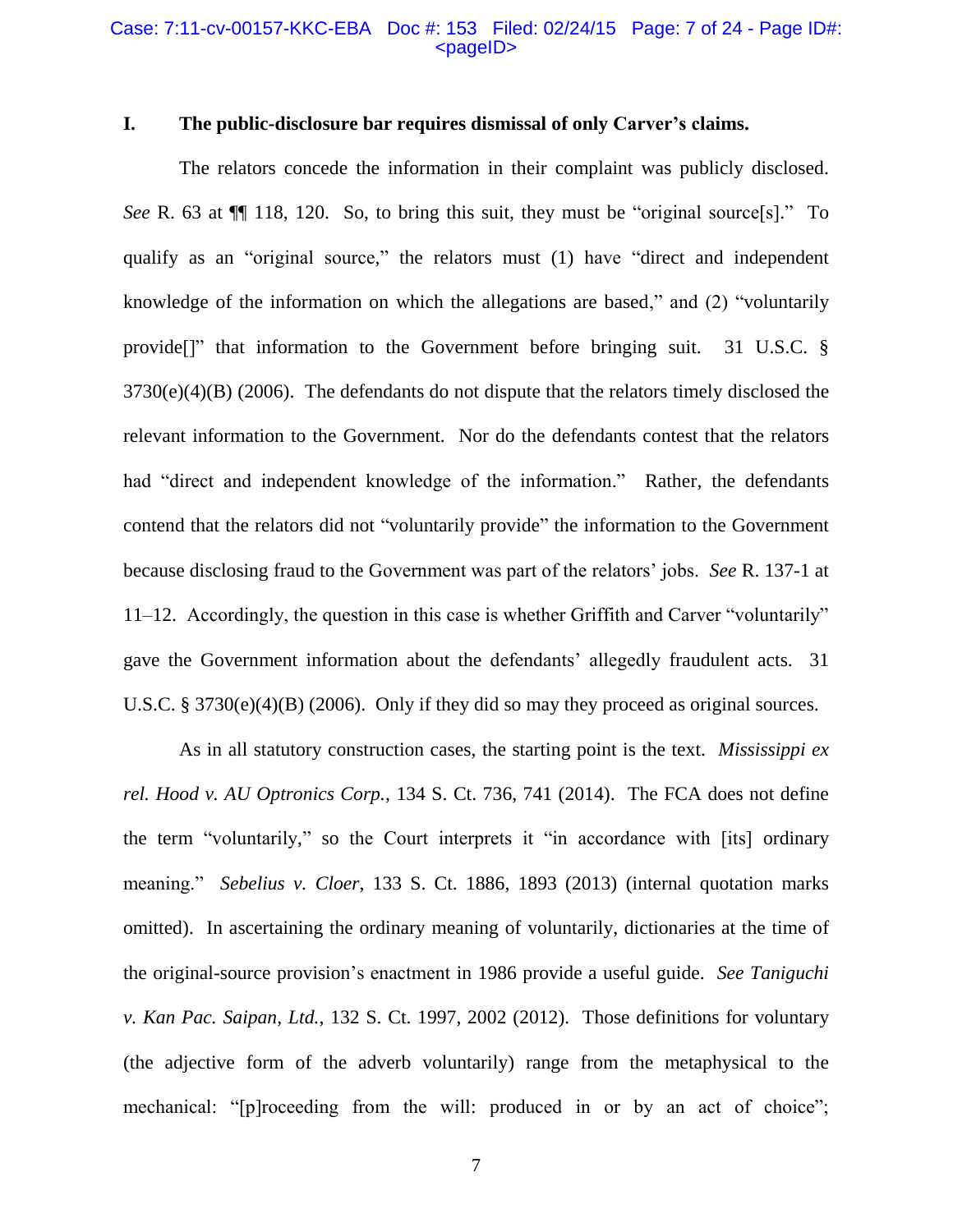## I. The public-disclosure bar requires dismissal of only Carver's claims.

The relators concede the information in their complaint was publicly disclosed. *See* R. 63 at ¶¶ 118, 120. So, to bring this suit, they must be "original source[s]." To qualify as an "original source," the relators must (1) have "direct and independent knowledge of the information on which the allegations are based," and (2) "voluntarily provide[]" that information to the Government before bringing suit. 31 U.S.C. § 3730(e)(4)(B) (2006). The defendants do not dispute that the relators timely disclosed the relevant information to the Government. Nor do the defendants contest that the relators had "direct and independent knowledge of the information." Rather, the defendants contend that the relators did not "voluntarily provide" the information to the Government because disclosing fraud to the Government was part of the relators' jobs. *See* R. 137-1 at 11–12. Accordingly, the question in this case is whether Griffith and Carver "voluntarily" gave the Government information about the defendants' allegedly fraudulent acts. 31 U.S.C. § 3730(e)(4)(B) (2006). Only if they did so may they proceed as original sources.

As in all statutory construction cases, the starting point is the text. *Mississippi ex rel. Hood v. AU Optronics Corp.*, 134 S. Ct. 736, 741 (2014). The FCA does not define the term "voluntarily," so the Court interprets it "in accordance with [its] ordinary meaning." *Sebelius v. Cloer*, 133 S. Ct. 1886, 1893 (2013) (internal quotation marks omitted). In ascertaining the ordinary meaning of voluntarily, dictionaries at the time of the original-source provision's enactment in 1986 provide a useful guide. *See Taniguchi v. Kan Pac. Saipan, Ltd.*, 132 S. Ct. 1997, 2002 (2012). Those definitions for voluntary (the adjective form of the adverb voluntarily) range from the metaphysical to the mechanical: "[p]roceeding from the will: produced in or by an act of choice";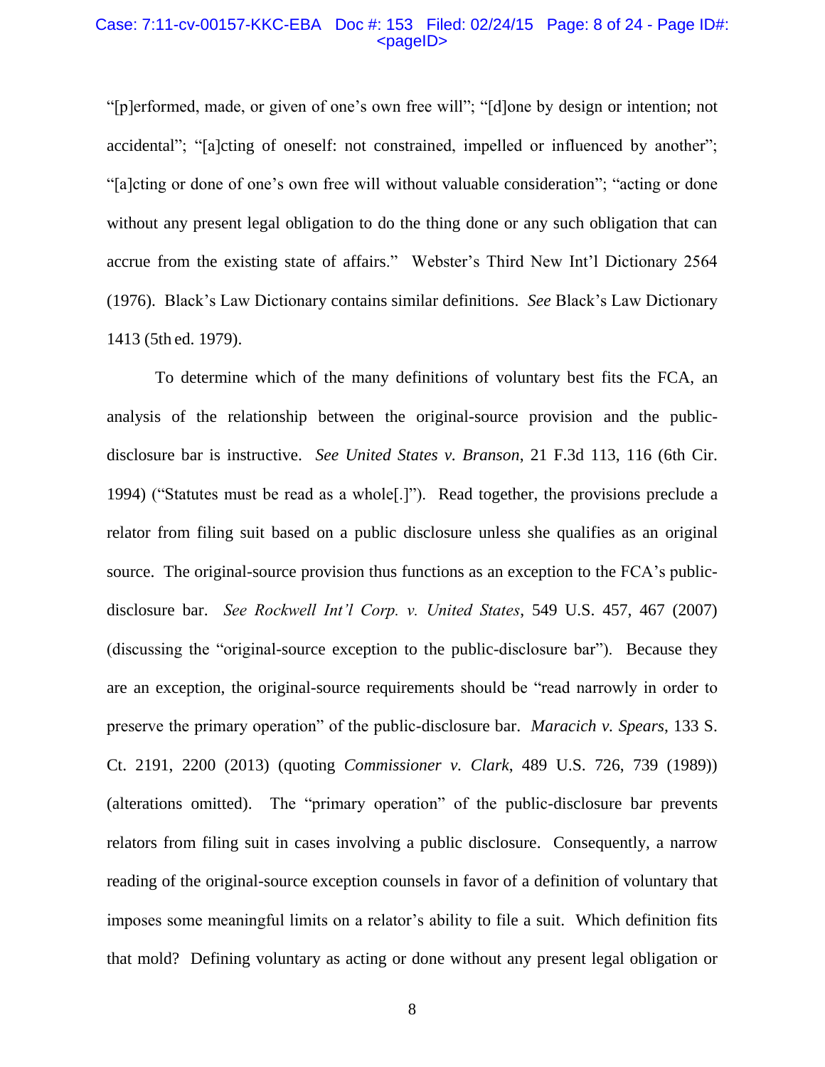"[p]erformed, made, or given of one's own free will"; "[d]one by design or intention; not accidental"; "[a]cting of oneself: not constrained, impelled or influenced by another"; "[a]cting or done of one's own free will without valuable consideration"; "acting or done without any present legal obligation to do the thing done or any such obligation that can accrue from the existing state of affairs." Webster's Third New Int'l Dictionary 2564 (1976). Black's Law Dictionary contains similar definitions. *See* Black's Law Dictionary 1413 (5th ed. 1979).

To determine which of the many definitions of voluntary best fits the FCA, an analysis of the relationship between the original-source provision and the public-disclosure bar is instructive. *See United States v. Branson*, 21 F.3d 113, 116 (6th Cir. 1994) ("Statutes must be read as a whole[.]"). Read together, the provisions preclude a relator from filing suit based on a public disclosure unless she qualifies as an original source. The original-source provision thus functions as an exception to the FCA's public-disclosure bar. *See Rockwell Int'l Corp. v. United States*, 549 U.S. 457, 467 (2007) (discussing the "original-source exception to the public-disclosure bar"). Because they are an exception, the original-source requirements should be "read narrowly in order to preserve the primary operation" of the public-disclosure bar. *Maracich v. Spears*, 133 S. Ct. 2191, 2200 (2013) (quoting *Commissioner v. Clark*, 489 U.S. 726, 739 (1989)) (alterations omitted). The "primary operation" of the public-disclosure bar prevents relators from filing suit in cases involving a public disclosure. Consequently, a narrow reading of the original-source exception counsels in favor of a definition of voluntary that imposes some meaningful limits on a relator's ability to file a suit. Which definition fits that mold? Defining voluntary as acting or done without any present legal obligation or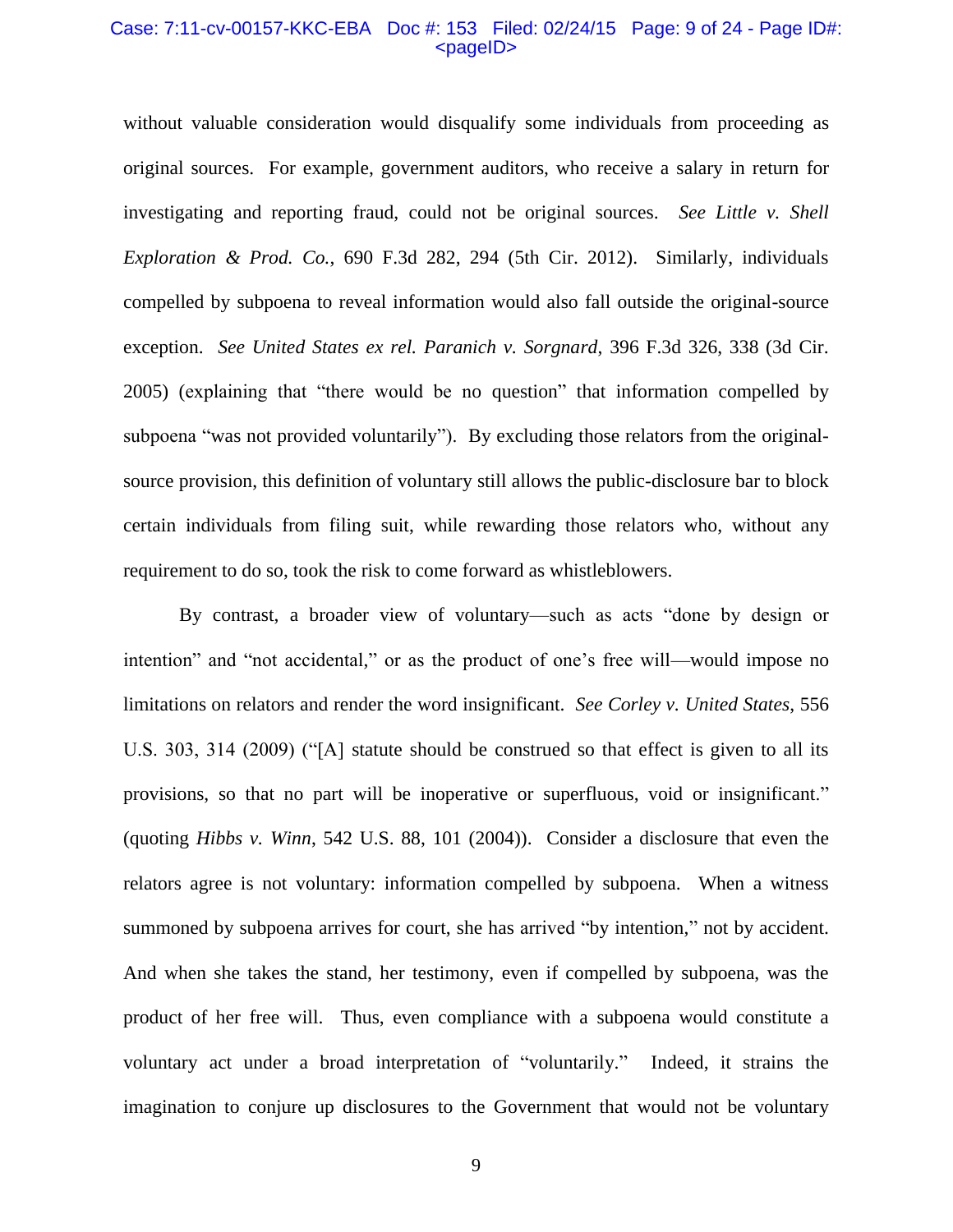without valuable consideration would disqualify some individuals from proceeding as original sources. For example, government auditors, who receive a salary in return for investigating and reporting fraud, could not be original sources. *See Little v. Shell Exploration & Prod. Co.*, 690 F.3d 282, 294 (5th Cir. 2012). Similarly, individuals compelled by subpoena to reveal information would also fall outside the original-source exception. *See United States ex rel. Paranich v. Sorgnard*, 396 F.3d 326, 338 (3d Cir. 2005) (explaining that "there would be no question" that information compelled by subpoena "was not provided voluntarily"). By excluding those relators from the original-source provision, this definition of voluntary still allows the public-disclosure bar to block certain individuals from filing suit, while rewarding those relators who, without any requirement to do so, took the risk to come forward as whistleblowers.

By contrast, a broader view of voluntary—such as acts "done by design or intention" and "not accidental," or as the product of one's free will—would impose no limitations on relators and render the word insignificant. *See Corley v. United States*, 556 U.S. 303, 314 (2009) ("[A] statute should be construed so that effect is given to all its provisions, so that no part will be inoperative or superfluous, void or insignificant." (quoting *Hibbs v. Winn*, 542 U.S. 88, 101 (2004)). Consider a disclosure that even the relators agree is not voluntary: information compelled by subpoena. When a witness summoned by subpoena arrives for court, she has arrived "by intention," not by accident. And when she takes the stand, her testimony, even if compelled by subpoena, was the product of her free will. Thus, even compliance with a subpoena would constitute a voluntary act under a broad interpretation of "voluntarily." Indeed, it strains the imagination to conjure up disclosures to the Government that would not be voluntary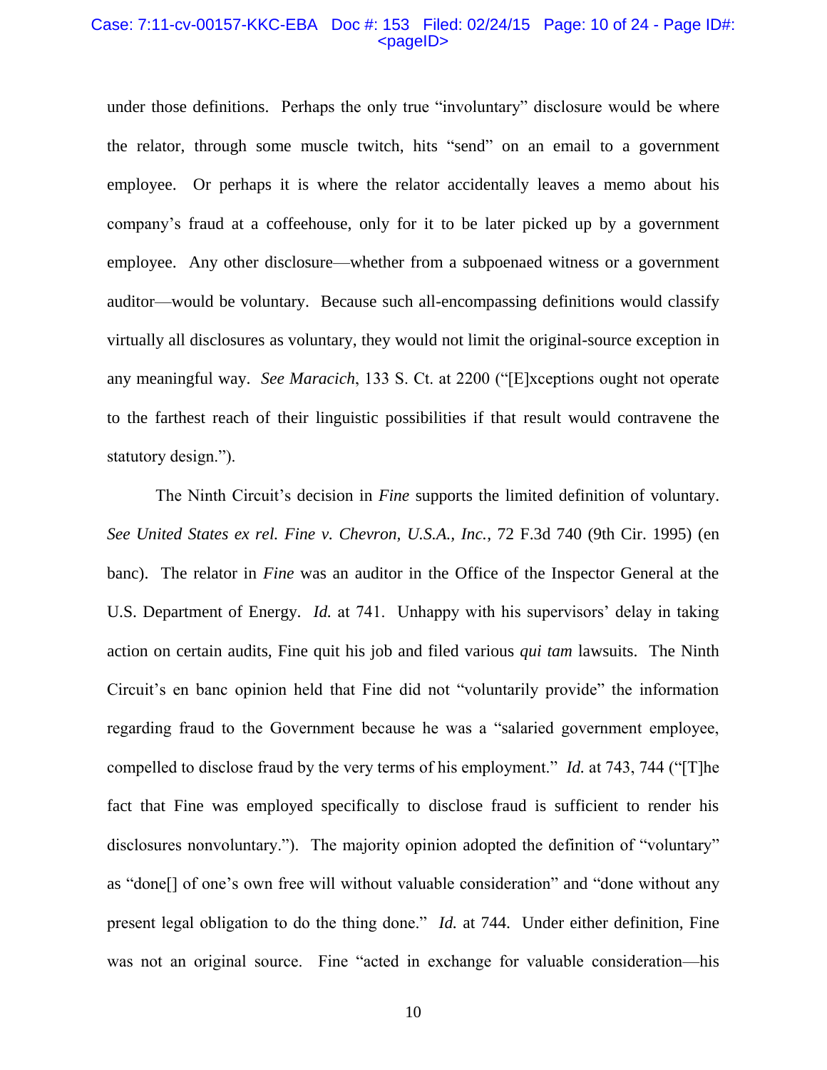under those definitions. Perhaps the only true "involuntary" disclosure would be where the relator, through some muscle twitch, hits "send" on an email to a government employee. Or perhaps it is where the relator accidentally leaves a memo about his company's fraud at a coffeehouse, only for it to be later picked up by a government employee. Any other disclosure—whether from a subpoenaed witness or a government auditor—would be voluntary. Because such all-encompassing definitions would classify virtually all disclosures as voluntary, they would not limit the original-source exception in any meaningful way. *See Maracich*, 133 S. Ct. at 2200 ("[E]xceptions ought not operate to the farthest reach of their linguistic possibilities if that result would contravene the statutory design.").

The Ninth Circuit's decision in *Fine* supports the limited definition of voluntary. *See United States ex rel. Fine v. Chevron, U.S.A., Inc.*, 72 F.3d 740 (9th Cir. 1995) (en banc). The relator in *Fine* was an auditor in the Office of the Inspector General at the U.S. Department of Energy. *Id.* at 741. Unhappy with his supervisors' delay in taking action on certain audits, Fine quit his job and filed various *qui tam* lawsuits. The Ninth Circuit's en banc opinion held that Fine did not "voluntarily provide" the information regarding fraud to the Government because he was a "salaried government employee, compelled to disclose fraud by the very terms of his employment." *Id.* at 743, 744 ("[T]he fact that Fine was employed specifically to disclose fraud is sufficient to render his disclosures nonvoluntary."). The majority opinion adopted the definition of "voluntary" as "done[] of one's own free will without valuable consideration" and "done without any present legal obligation to do the thing done." *Id.* at 744. Under either definition, Fine was not an original source. Fine "acted in exchange for valuable consideration—his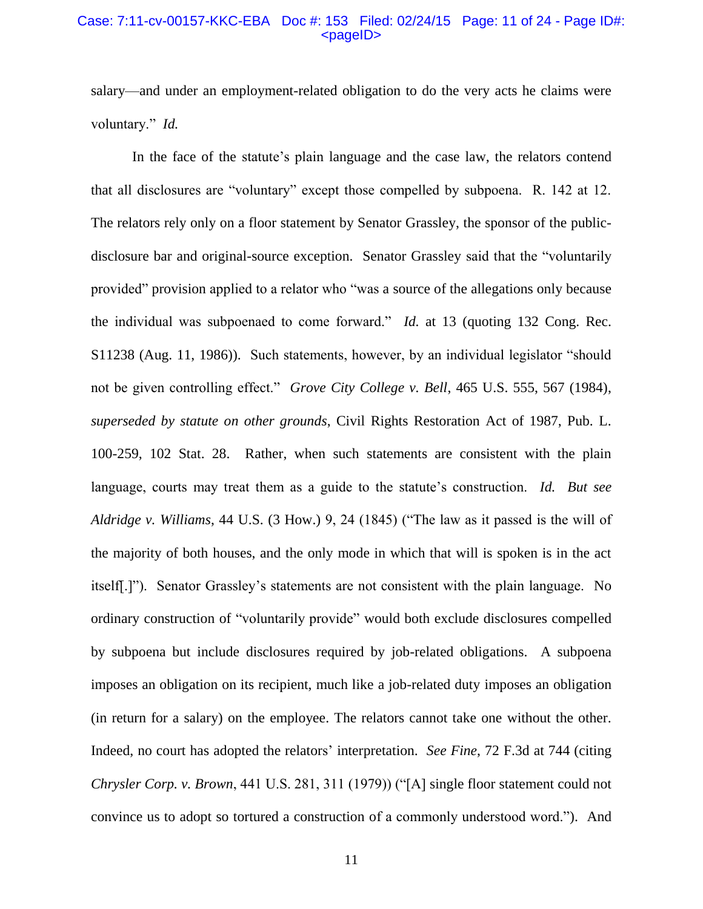salary—and under an employment-related obligation to do the very acts he claims were voluntary." *Id.*

In the face of the statute's plain language and the case law, the relators contend that all disclosures are "voluntary" except those compelled by subpoena. R. 142 at 12. The relators rely only on a floor statement by Senator Grassley, the sponsor of the public-disclosure bar and original-source exception. Senator Grassley said that the "voluntarily provided" provision applied to a relator who "was a source of the allegations only because the individual was subpoenaed to come forward." *Id.* at 13 (quoting 132 Cong. Rec. S11238 (Aug. 11, 1986)). Such statements, however, by an individual legislator "should not be given controlling effect." *Grove City College v. Bell*, 465 U.S. 555, 567 (1984), *superseded by statute on other grounds*, Civil Rights Restoration Act of 1987, Pub. L. 100-259, 102 Stat. 28. Rather, when such statements are consistent with the plain language, courts may treat them as a guide to the statute's construction. *Id. But see Aldridge v. Williams*, 44 U.S. (3 How.) 9, 24 (1845) ("The law as it passed is the will of the majority of both houses, and the only mode in which that will is spoken is in the act itself[.]"). Senator Grassley's statements are not consistent with the plain language. No ordinary construction of "voluntarily provide" would both exclude disclosures compelled by subpoena but include disclosures required by job-related obligations. A subpoena imposes an obligation on its recipient, much like a job-related duty imposes an obligation (in return for a salary) on the employee. The relators cannot take one without the other. Indeed, no court has adopted the relators' interpretation. *See Fine*, 72 F.3d at 744 (citing *Chrysler Corp. v. Brown*, 441 U.S. 281, 311 (1979)) ("[A] single floor statement could not convince us to adopt so tortured a construction of a commonly understood word."). And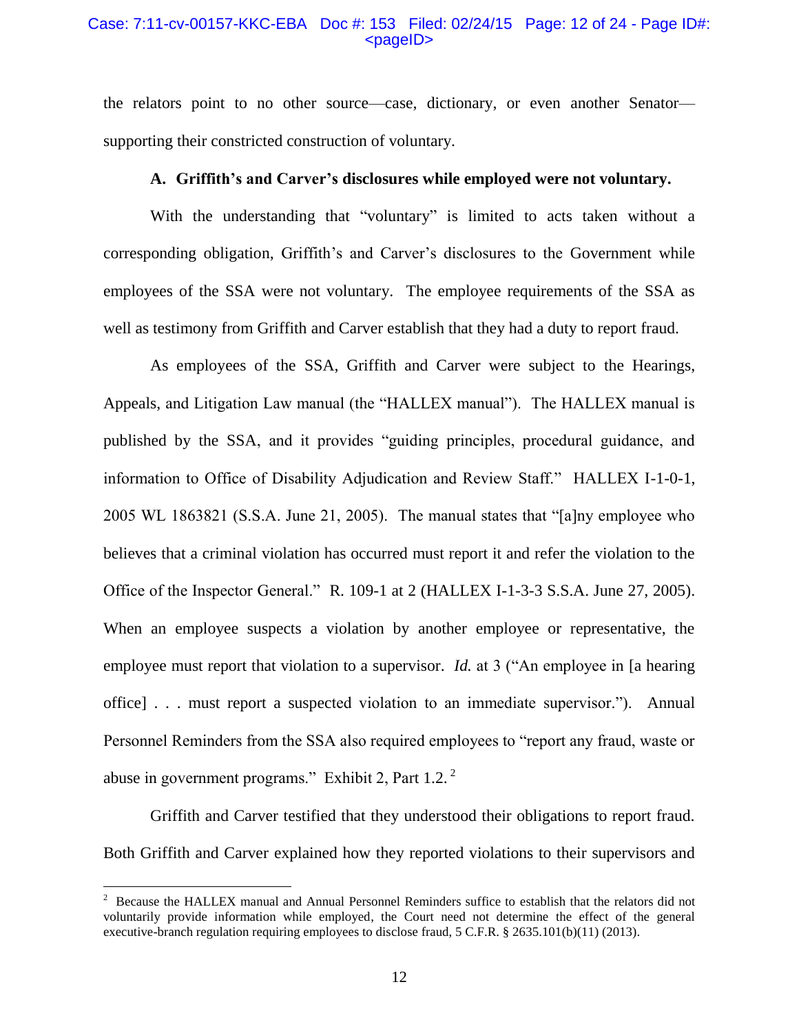the relators point to no other source—case, dictionary, or even another Senator—supporting their constricted construction of voluntary.

**A. Griffith's and Carver's disclosures while employed were not voluntary.**

With the understanding that "voluntary" is limited to acts taken without a corresponding obligation, Griffith's and Carver's disclosures to the Government while employees of the SSA were not voluntary. The employee requirements of the SSA as well as testimony from Griffith and Carver establish that they had a duty to report fraud.

As employees of the SSA, Griffith and Carver were subject to the Hearings, Appeals, and Litigation Law manual (the "HALLEX manual"). The HALLEX manual is published by the SSA, and it provides "guiding principles, procedural guidance, and information to Office of Disability Adjudication and Review Staff." HALLEX I-1-0-1, 2005 WL 1863821 (S.S.A. June 21, 2005). The manual states that "[a]ny employee who believes that a criminal violation has occurred must report it and refer the violation to the Office of the Inspector General." R. 109-1 at 2 (HALLEX I-1-3-3 S.S.A. June 27, 2005). When an employee suspects a violation by another employee or representative, the employee must report that violation to a supervisor. *Id.* at 3 ("An employee in [a hearing office] . . . must report a suspected violation to an immediate supervisor."). Annual Personnel Reminders from the SSA also required employees to "report any fraud, waste or abuse in government programs." Exhibit 2, Part 1.2.[2]

Griffith and Carver testified that they understood their obligations to report fraud. Both Griffith and Carver explained how they reported violations to their supervisors and

[2] Because the HALLEX manual and Annual Personnel Reminders suffice to establish that the relators did not voluntarily provide information while employed, the Court need not determine the effect of the general executive-branch regulation requiring employees to disclose fraud, 5 C.F.R. § 2635.101(b)(11) (2013).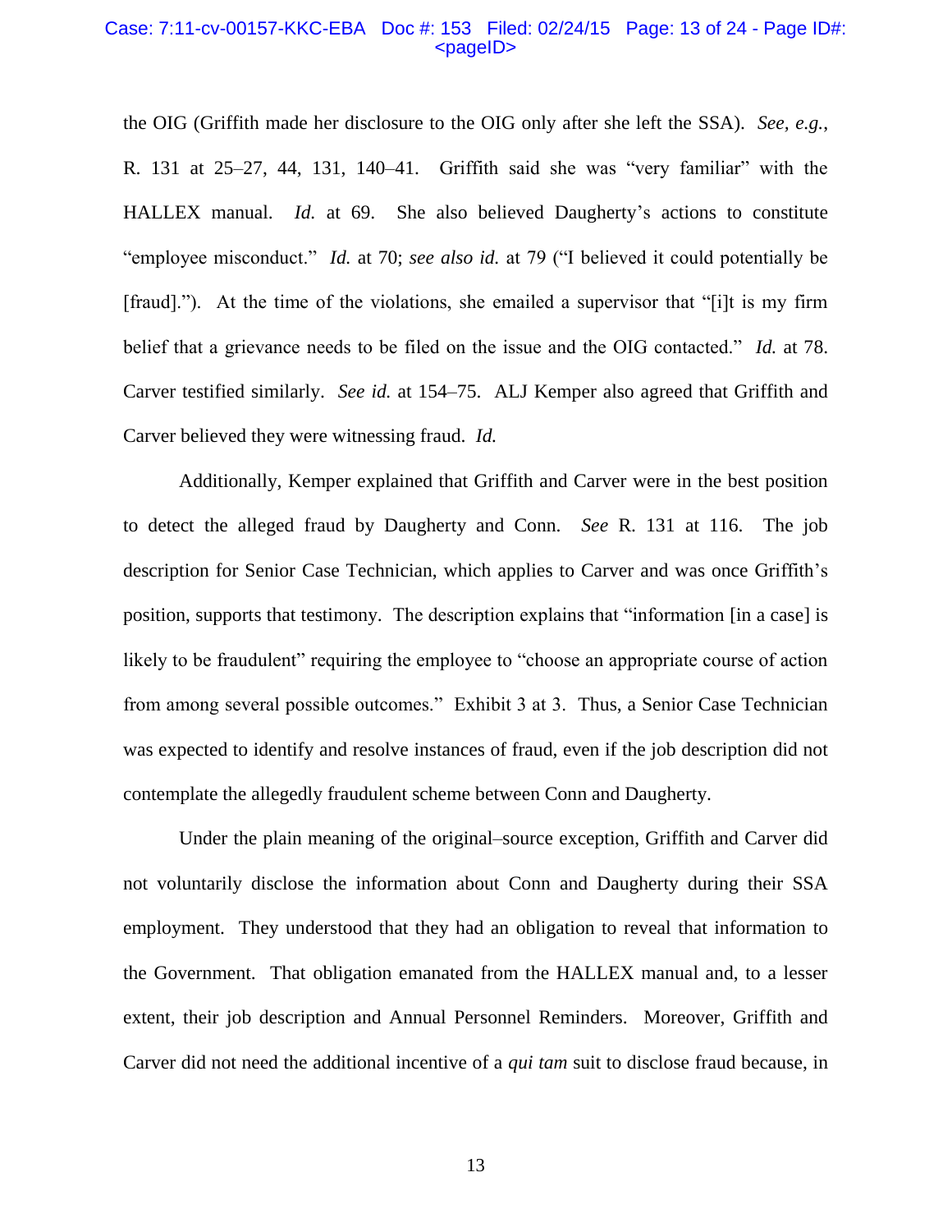the OIG (Griffith made her disclosure to the OIG only after she left the SSA). *See, e.g.*, R. 131 at 25–27, 44, 131, 140–41. Griffith said she was "very familiar" with the HALLEX manual. *Id.* at 69. She also believed Daugherty's actions to constitute "employee misconduct." *Id.* at 70; *see also id.* at 79 ("I believed it could potentially be [fraud]."). At the time of the violations, she emailed a supervisor that "[i]t is my firm belief that a grievance needs to be filed on the issue and the OIG contacted." *Id.* at 78. Carver testified similarly. *See id.* at 154–75. ALJ Kemper also agreed that Griffith and Carver believed they were witnessing fraud. *Id.*

Additionally, Kemper explained that Griffith and Carver were in the best position to detect the alleged fraud by Daugherty and Conn. *See* R. 131 at 116. The job description for Senior Case Technician, which applies to Carver and was once Griffith's position, supports that testimony. The description explains that "information [in a case] is likely to be fraudulent" requiring the employee to "choose an appropriate course of action from among several possible outcomes." Exhibit 3 at 3. Thus, a Senior Case Technician was expected to identify and resolve instances of fraud, even if the job description did not contemplate the allegedly fraudulent scheme between Conn and Daugherty.

Under the plain meaning of the original–source exception, Griffith and Carver did not voluntarily disclose the information about Conn and Daugherty during their SSA employment. They understood that they had an obligation to reveal that information to the Government. That obligation emanated from the HALLEX manual and, to a lesser extent, their job description and Annual Personnel Reminders. Moreover, Griffith and Carver did not need the additional incentive of a *qui tam* suit to disclose fraud because, in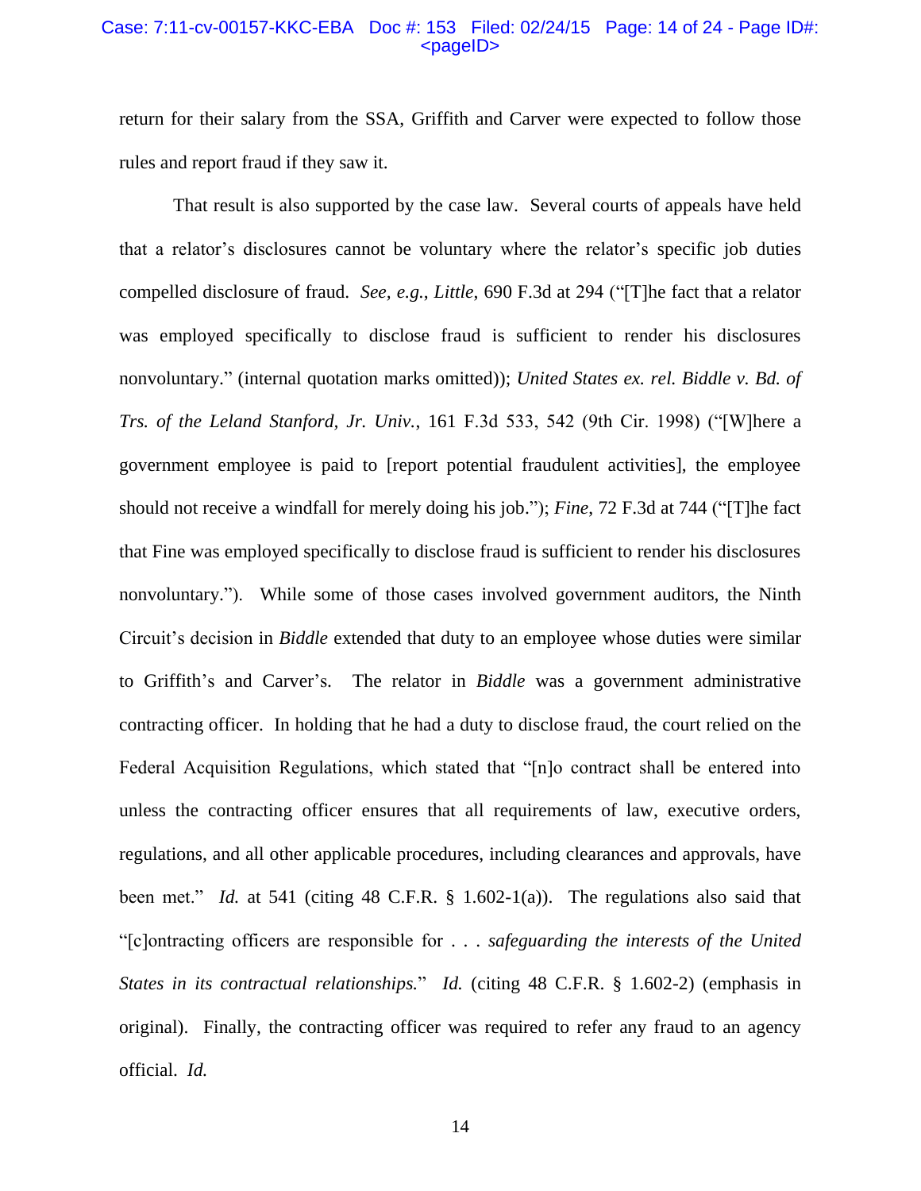return for their salary from the SSA, Griffith and Carver were expected to follow those rules and report fraud if they saw it.

That result is also supported by the case law. Several courts of appeals have held that a relator's disclosures cannot be voluntary where the relator's specific job duties compelled disclosure of fraud. *See, e.g.*, *Little*, 690 F.3d at 294 ("[T]he fact that a relator was employed specifically to disclose fraud is sufficient to render his disclosures nonvoluntary." (internal quotation marks omitted)); *United States ex. rel. Biddle v. Bd. of Trs. of the Leland Stanford, Jr. Univ.*, 161 F.3d 533, 542 (9th Cir. 1998) ("[W]here a government employee is paid to [report potential fraudulent activities], the employee should not receive a windfall for merely doing his job."); *Fine*, 72 F.3d at 744 ("[T]he fact that Fine was employed specifically to disclose fraud is sufficient to render his disclosures nonvoluntary."). While some of those cases involved government auditors, the Ninth Circuit's decision in *Biddle* extended that duty to an employee whose duties were similar to Griffith's and Carver's. The relator in *Biddle* was a government administrative contracting officer. In holding that he had a duty to disclose fraud, the court relied on the Federal Acquisition Regulations, which stated that "[n]o contract shall be entered into unless the contracting officer ensures that all requirements of law, executive orders, regulations, and all other applicable procedures, including clearances and approvals, have been met." *Id.* at 541 (citing 48 C.F.R. § 1.602-1(a)). The regulations also said that "[c]ontracting officers are responsible for . . . *safeguarding the interests of the United States in its contractual relationships.*" *Id.* (citing 48 C.F.R. § 1.602-2) (emphasis in original). Finally, the contracting officer was required to refer any fraud to an agency official. *Id.*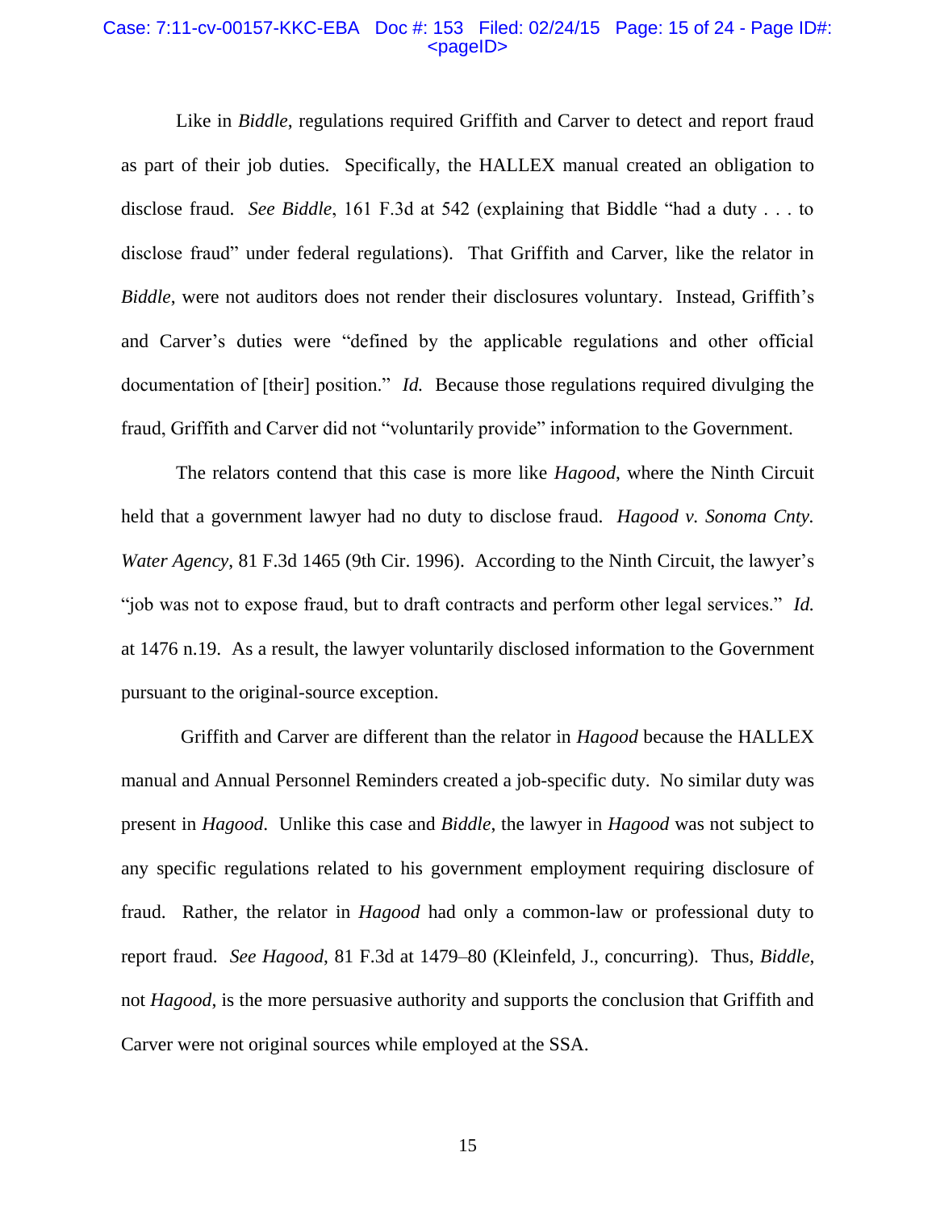Like in *Biddle*, regulations required Griffith and Carver to detect and report fraud as part of their job duties. Specifically, the HALLEX manual created an obligation to disclose fraud. *See Biddle*, 161 F.3d at 542 (explaining that Biddle "had a duty . . . to disclose fraud" under federal regulations). That Griffith and Carver, like the relator in *Biddle*, were not auditors does not render their disclosures voluntary. Instead, Griffith's and Carver's duties were "defined by the applicable regulations and other official documentation of [their] position." *Id.* Because those regulations required divulging the fraud, Griffith and Carver did not "voluntarily provide" information to the Government.

The relators contend that this case is more like *Hagood*, where the Ninth Circuit held that a government lawyer had no duty to disclose fraud. *Hagood v. Sonoma Cnty. Water Agency*, 81 F.3d 1465 (9th Cir. 1996). According to the Ninth Circuit, the lawyer's "job was not to expose fraud, but to draft contracts and perform other legal services." *Id.* at 1476 n.19. As a result, the lawyer voluntarily disclosed information to the Government pursuant to the original-source exception.

Griffith and Carver are different than the relator in *Hagood* because the HALLEX manual and Annual Personnel Reminders created a job-specific duty. No similar duty was present in *Hagood*. Unlike this case and *Biddle*, the lawyer in *Hagood* was not subject to any specific regulations related to his government employment requiring disclosure of fraud. Rather, the relator in *Hagood* had only a common-law or professional duty to report fraud. *See Hagood*, 81 F.3d at 1479–80 (Kleinfeld, J., concurring). Thus, *Biddle*, not *Hagood*, is the more persuasive authority and supports the conclusion that Griffith and Carver were not original sources while employed at the SSA.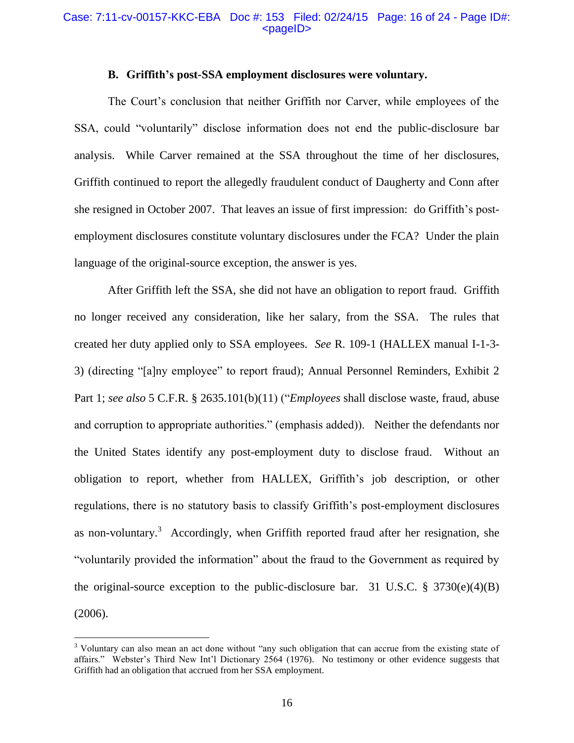### B. Griffith's post-SSA employment disclosures were voluntary.

The Court's conclusion that neither Griffith nor Carver, while employees of the SSA, could "voluntarily" disclose information does not end the public-disclosure bar analysis. While Carver remained at the SSA throughout the time of her disclosures, Griffith continued to report the allegedly fraudulent conduct of Daugherty and Conn after she resigned in October 2007. That leaves an issue of first impression: do Griffith's post-employment disclosures constitute voluntary disclosures under the FCA? Under the plain language of the original-source exception, the answer is yes.

After Griffith left the SSA, she did not have an obligation to report fraud. Griffith no longer received any consideration, like her salary, from the SSA. The rules that created her duty applied only to SSA employees. *See* R. 109-1 (HALLEX manual I-1-3-3) (directing "[a]ny employee" to report fraud); Annual Personnel Reminders, Exhibit 2 Part 1; *see also* 5 C.F.R. § 2635.101(b)(11) ("*Employees* shall disclose waste, fraud, abuse and corruption to appropriate authorities." (emphasis added)). Neither the defendants nor the United States identify any post-employment duty to disclose fraud. Without an obligation to report, whether from HALLEX, Griffith's job description, or other regulations, there is no statutory basis to classify Griffith's post-employment disclosures as non-voluntary.[3] Accordingly, when Griffith reported fraud after her resignation, she "voluntarily provided the information" about the fraud to the Government as required by the original-source exception to the public-disclosure bar. 31 U.S.C. § 3730(e)(4)(B) (2006).

[3] Voluntary can also mean an act done without "any such obligation that can accrue from the existing state of affairs." Webster's Third New Int'l Dictionary 2564 (1976). No testimony or other evidence suggests that Griffith had an obligation that accrued from her SSA employment.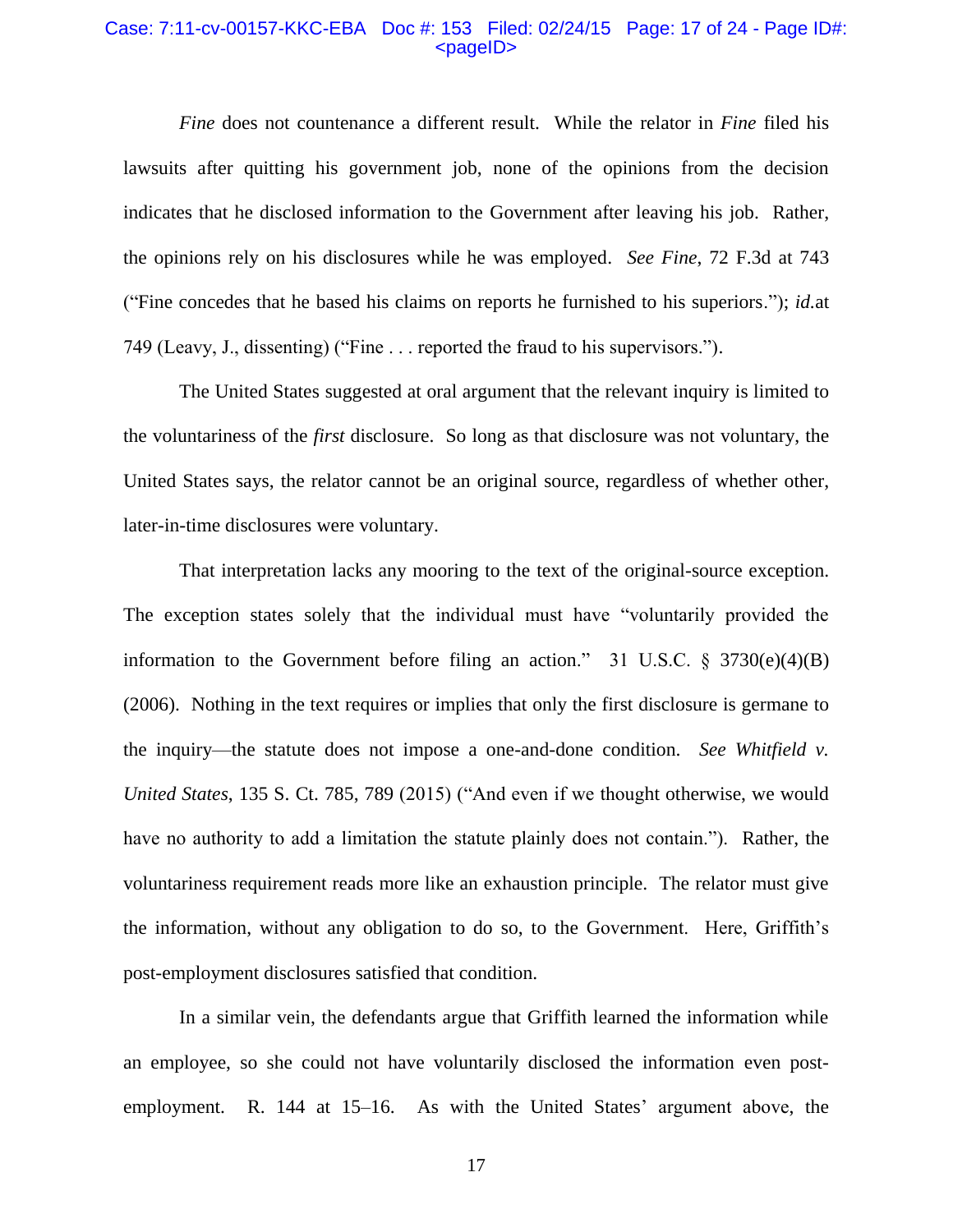*Fine* does not countenance a different result. While the relator in *Fine* filed his lawsuits after quitting his government job, none of the opinions from the decision indicates that he disclosed information to the Government after leaving his job. Rather, the opinions rely on his disclosures while he was employed. *See Fine*, 72 F.3d at 743 ("Fine concedes that he based his claims on reports he furnished to his superiors."); *id.*at 749 (Leavy, J., dissenting) ("Fine . . . reported the fraud to his supervisors.").

The United States suggested at oral argument that the relevant inquiry is limited to the voluntariness of the *first* disclosure. So long as that disclosure was not voluntary, the United States says, the relator cannot be an original source, regardless of whether other, later-in-time disclosures were voluntary.

That interpretation lacks any mooring to the text of the original-source exception. The exception states solely that the individual must have "voluntarily provided the information to the Government before filing an action." 31 U.S.C. § 3730(e)(4)(B) (2006). Nothing in the text requires or implies that only the first disclosure is germane to the inquiry—the statute does not impose a one-and-done condition. *See Whitfield v. United States*, 135 S. Ct. 785, 789 (2015) ("And even if we thought otherwise, we would have no authority to add a limitation the statute plainly does not contain."). Rather, the voluntariness requirement reads more like an exhaustion principle. The relator must give the information, without any obligation to do so, to the Government. Here, Griffith's post-employment disclosures satisfied that condition.

In a similar vein, the defendants argue that Griffith learned the information while an employee, so she could not have voluntarily disclosed the information even post-employment. R. 144 at 15–16. As with the United States' argument above, the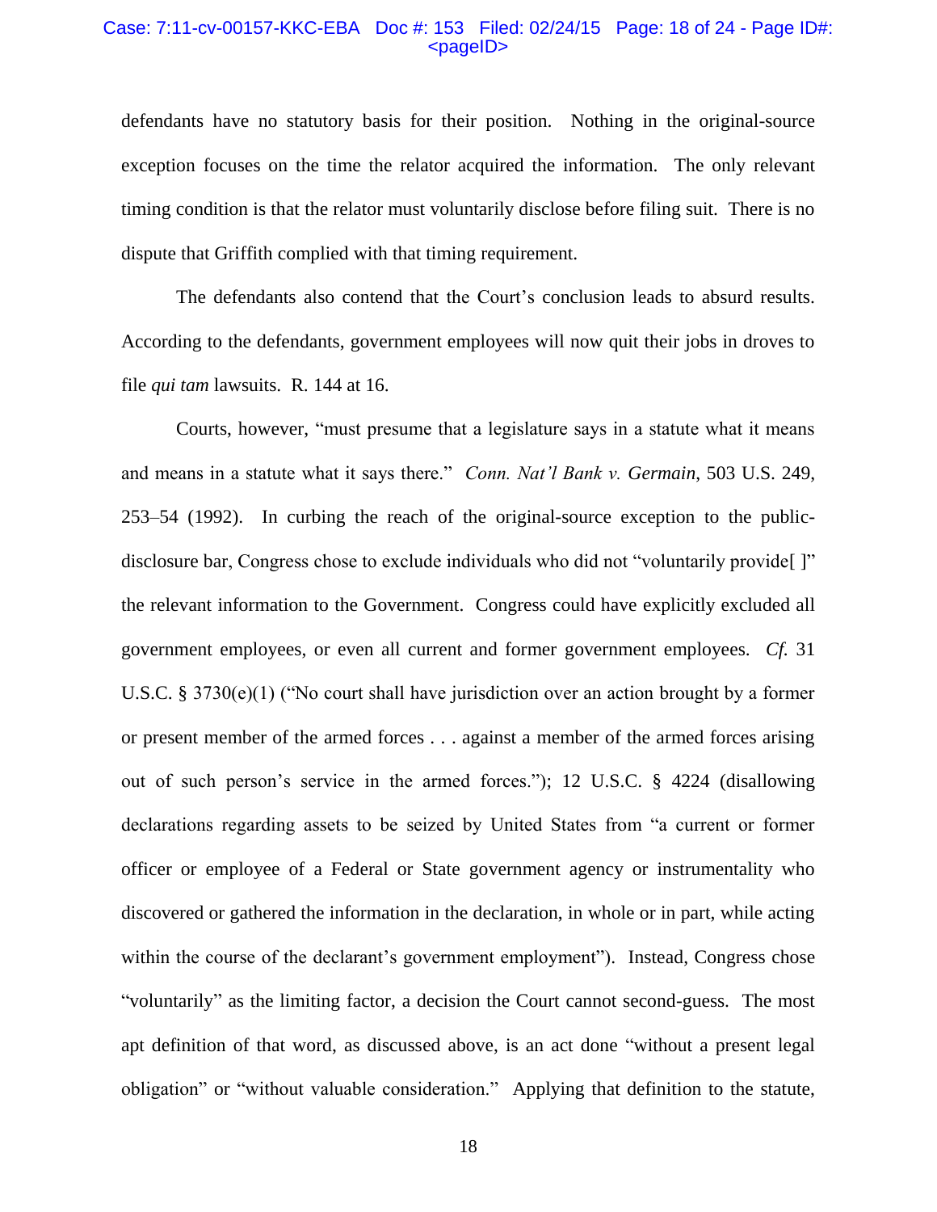defendants have no statutory basis for their position. Nothing in the original-source exception focuses on the time the relator acquired the information. The only relevant timing condition is that the relator must voluntarily disclose before filing suit. There is no dispute that Griffith complied with that timing requirement.

The defendants also contend that the Court's conclusion leads to absurd results. According to the defendants, government employees will now quit their jobs in droves to file *qui tam* lawsuits. R. 144 at 16.

Courts, however, "must presume that a legislature says in a statute what it means and means in a statute what it says there." *Conn. Nat'l Bank v. Germain*, 503 U.S. 249, 253–54 (1992). In curbing the reach of the original-source exception to the public-disclosure bar, Congress chose to exclude individuals who did not "voluntarily provide[ ]" the relevant information to the Government. Congress could have explicitly excluded all government employees, or even all current and former government employees. *Cf.* 31 U.S.C. § 3730(e)(1) ("No court shall have jurisdiction over an action brought by a former or present member of the armed forces . . . against a member of the armed forces arising out of such person's service in the armed forces."); 12 U.S.C. § 4224 (disallowing declarations regarding assets to be seized by United States from "a current or former officer or employee of a Federal or State government agency or instrumentality who discovered or gathered the information in the declaration, in whole or in part, while acting within the course of the declarant's government employment"). Instead, Congress chose "voluntarily" as the limiting factor, a decision the Court cannot second-guess. The most apt definition of that word, as discussed above, is an act done "without a present legal obligation" or "without valuable consideration." Applying that definition to the statute,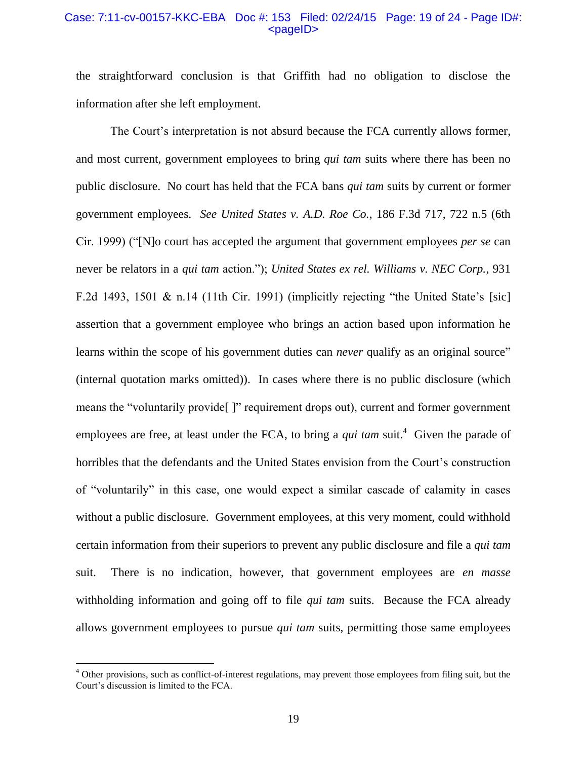the straightforward conclusion is that Griffith had no obligation to disclose the information after she left employment.

The Court's interpretation is not absurd because the FCA currently allows former, and most current, government employees to bring *qui tam* suits where there has been no public disclosure. No court has held that the FCA bans *qui tam* suits by current or former government employees. *See United States v. A.D. Roe Co.*, 186 F.3d 717, 722 n.5 (6th Cir. 1999) ("[N]o court has accepted the argument that government employees *per se* can never be relators in a *qui tam* action."); *United States ex rel. Williams v. NEC Corp.*, 931 F.2d 1493, 1501 & n.14 (11th Cir. 1991) (implicitly rejecting "the United State's [sic] assertion that a government employee who brings an action based upon information he learns within the scope of his government duties can *never* qualify as an original source" (internal quotation marks omitted)). In cases where there is no public disclosure (which means the "voluntarily provide[ ]" requirement drops out), current and former government employees are free, at least under the FCA, to bring a *qui tam* suit.[4] Given the parade of horribles that the defendants and the United States envision from the Court's construction of "voluntarily" in this case, one would expect a similar cascade of calamity in cases without a public disclosure. Government employees, at this very moment, could withhold certain information from their superiors to prevent any public disclosure and file a *qui tam* suit. There is no indication, however, that government employees are *en masse* withholding information and going off to file *qui tam* suits. Because the FCA already allows government employees to pursue *qui tam* suits, permitting those same employees

[4] Other provisions, such as conflict-of-interest regulations, may prevent those employees from filing suit, but the Court's discussion is limited to the FCA.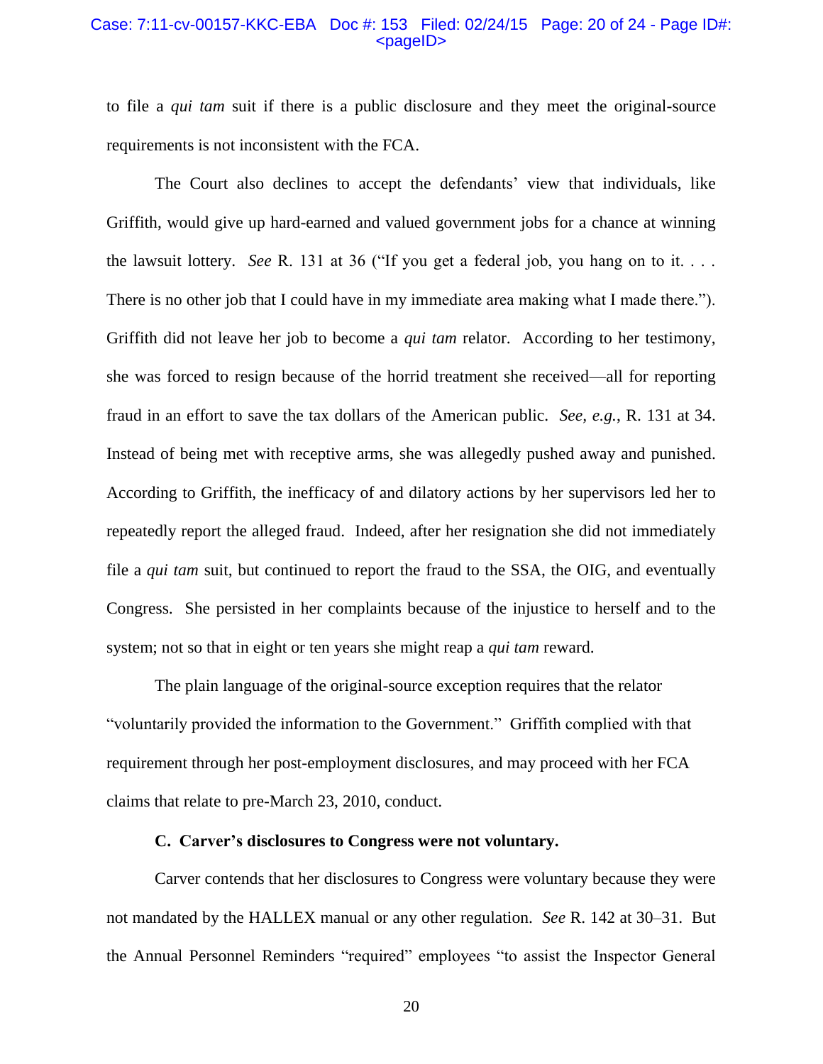to file a *qui tam* suit if there is a public disclosure and they meet the original-source requirements is not inconsistent with the FCA.

The Court also declines to accept the defendants' view that individuals, like Griffith, would give up hard-earned and valued government jobs for a chance at winning the lawsuit lottery. *See* R. 131 at 36 ("If you get a federal job, you hang on to it. . . . There is no other job that I could have in my immediate area making what I made there."). Griffith did not leave her job to become a *qui tam* relator. According to her testimony, she was forced to resign because of the horrid treatment she received—all for reporting fraud in an effort to save the tax dollars of the American public. *See, e.g.*, R. 131 at 34. Instead of being met with receptive arms, she was allegedly pushed away and punished. According to Griffith, the inefficacy of and dilatory actions by her supervisors led her to repeatedly report the alleged fraud. Indeed, after her resignation she did not immediately file a *qui tam* suit, but continued to report the fraud to the SSA, the OIG, and eventually Congress. She persisted in her complaints because of the injustice to herself and to the system; not so that in eight or ten years she might reap a *qui tam* reward.

The plain language of the original-source exception requires that the relator "voluntarily provided the information to the Government." Griffith complied with that requirement through her post-employment disclosures, and may proceed with her FCA claims that relate to pre-March 23, 2010, conduct.

**C. Carver's disclosures to Congress were not voluntary.**

Carver contends that her disclosures to Congress were voluntary because they were not mandated by the HALLEX manual or any other regulation. *See* R. 142 at 30–31. But the Annual Personnel Reminders "required" employees "to assist the Inspector General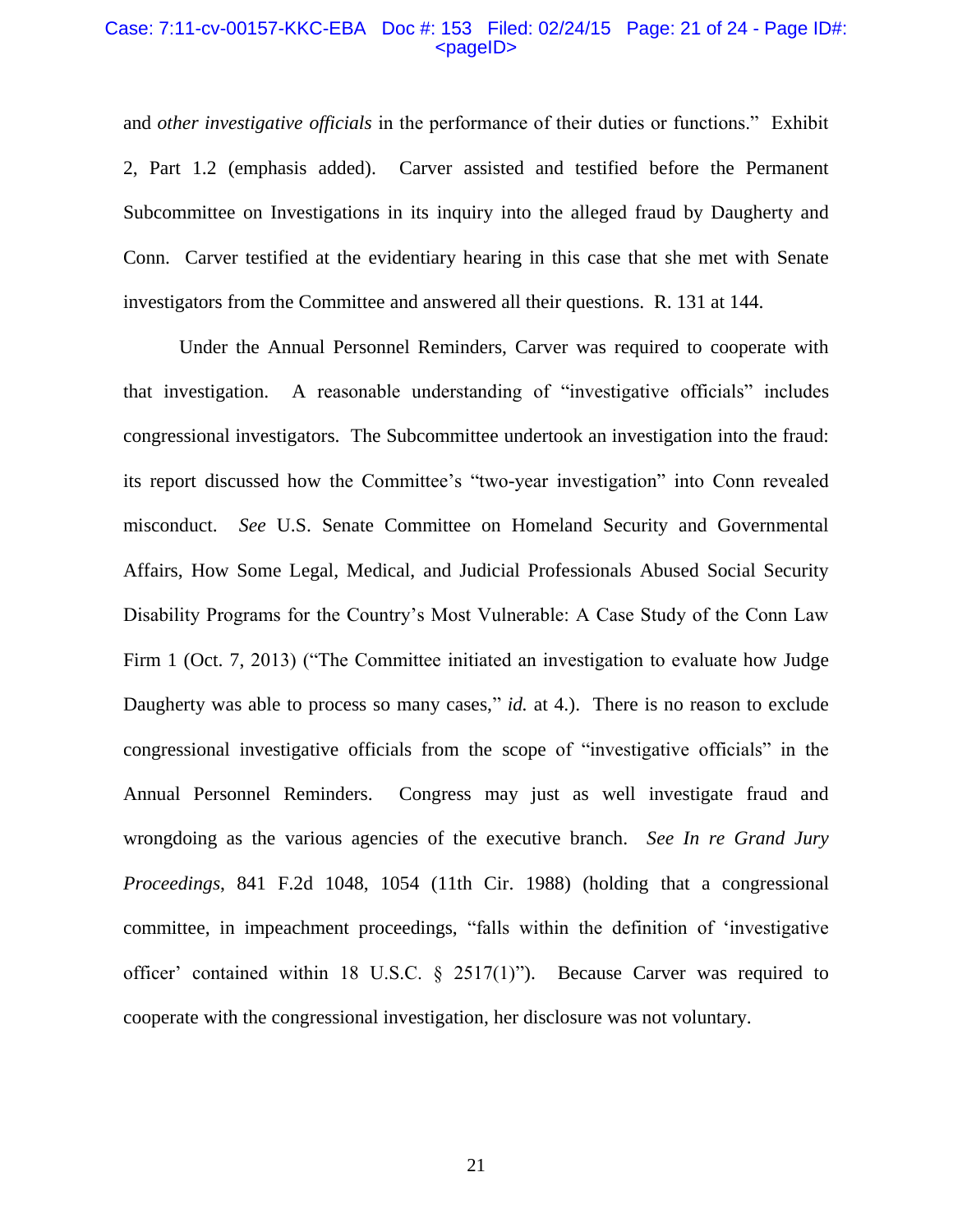and *other investigative officials* in the performance of their duties or functions." Exhibit 2, Part 1.2 (emphasis added). Carver assisted and testified before the Permanent Subcommittee on Investigations in its inquiry into the alleged fraud by Daugherty and Conn. Carver testified at the evidentiary hearing in this case that she met with Senate investigators from the Committee and answered all their questions. R. 131 at 144.

Under the Annual Personnel Reminders, Carver was required to cooperate with that investigation. A reasonable understanding of "investigative officials" includes congressional investigators. The Subcommittee undertook an investigation into the fraud: its report discussed how the Committee's "two-year investigation" into Conn revealed misconduct. *See* U.S. Senate Committee on Homeland Security and Governmental Affairs, How Some Legal, Medical, and Judicial Professionals Abused Social Security Disability Programs for the Country's Most Vulnerable: A Case Study of the Conn Law Firm 1 (Oct. 7, 2013) ("The Committee initiated an investigation to evaluate how Judge Daugherty was able to process so many cases," *id.* at 4.). There is no reason to exclude congressional investigative officials from the scope of "investigative officials" in the Annual Personnel Reminders. Congress may just as well investigate fraud and wrongdoing as the various agencies of the executive branch. *See In re Grand Jury Proceedings*, 841 F.2d 1048, 1054 (11th Cir. 1988) (holding that a congressional committee, in impeachment proceedings, "falls within the definition of 'investigative officer' contained within 18 U.S.C. § 2517(1)"). Because Carver was required to cooperate with the congressional investigation, her disclosure was not voluntary.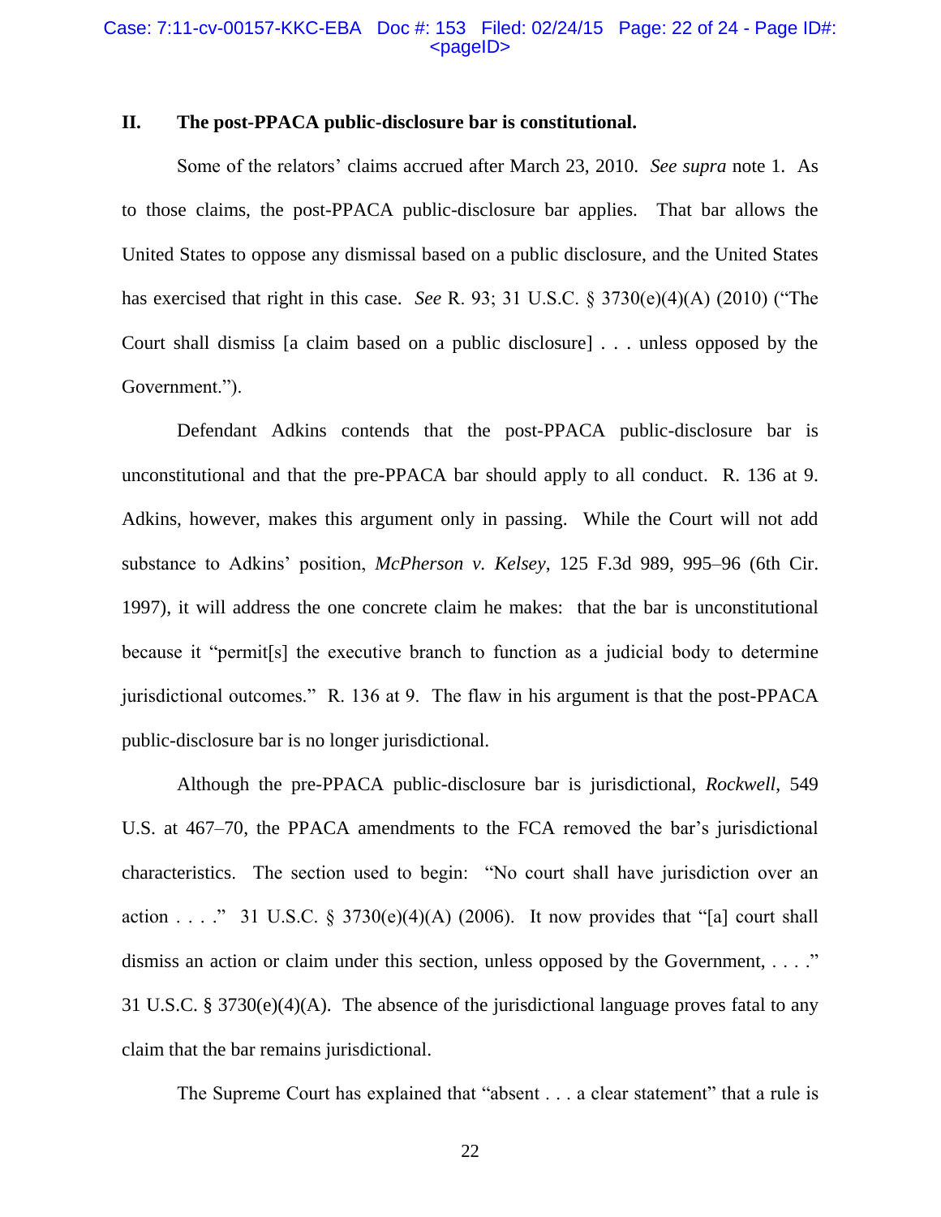## II. The post-PPACA public-disclosure bar is constitutional.

Some of the relators' claims accrued after March 23, 2010. *See supra* note 1. As to those claims, the post-PPACA public-disclosure bar applies. That bar allows the United States to oppose any dismissal based on a public disclosure, and the United States has exercised that right in this case. *See* R. 93; 31 U.S.C. § 3730(e)(4)(A) (2010) ("The Court shall dismiss [a claim based on a public disclosure] . . . unless opposed by the Government.").

Defendant Adkins contends that the post-PPACA public-disclosure bar is unconstitutional and that the pre-PPACA bar should apply to all conduct. R. 136 at 9. Adkins, however, makes this argument only in passing. While the Court will not add substance to Adkins' position, *McPherson v. Kelsey*, 125 F.3d 989, 995–96 (6th Cir. 1997), it will address the one concrete claim he makes: that the bar is unconstitutional because it "permit[s] the executive branch to function as a judicial body to determine jurisdictional outcomes." R. 136 at 9. The flaw in his argument is that the post-PPACA public-disclosure bar is no longer jurisdictional.

Although the pre-PPACA public-disclosure bar is jurisdictional, *Rockwell*, 549 U.S. at 467–70, the PPACA amendments to the FCA removed the bar's jurisdictional characteristics. The section used to begin: "No court shall have jurisdiction over an action . . . ." 31 U.S.C. § 3730(e)(4)(A) (2006). It now provides that "[a] court shall dismiss an action or claim under this section, unless opposed by the Government, . . . ." 31 U.S.C. § 3730(e)(4)(A). The absence of the jurisdictional language proves fatal to any claim that the bar remains jurisdictional.

The Supreme Court has explained that "absent . . . a clear statement" that a rule is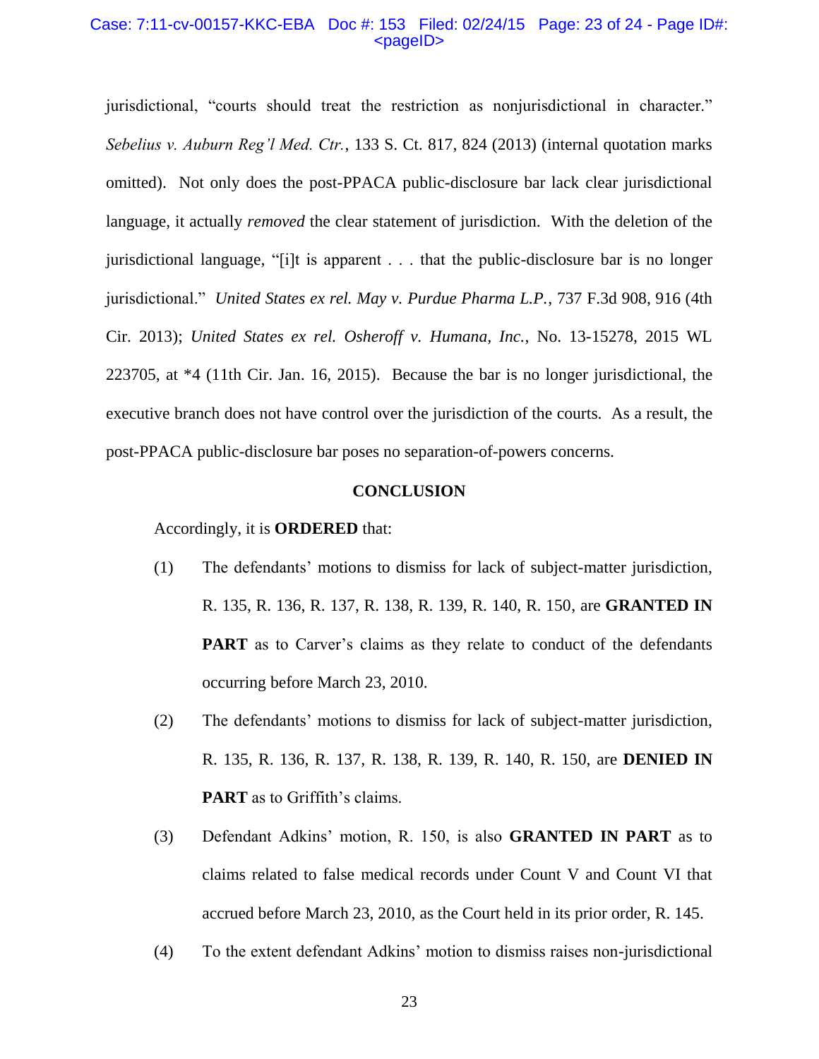jurisdictional, "courts should treat the restriction as nonjurisdictional in character." *Sebelius v. Auburn Reg'l Med. Ctr.*, 133 S. Ct. 817, 824 (2013) (internal quotation marks omitted). Not only does the post-PPACA public-disclosure bar lack clear jurisdictional language, it actually *removed* the clear statement of jurisdiction. With the deletion of the jurisdictional language, "[i]t is apparent . . . that the public-disclosure bar is no longer jurisdictional." *United States ex rel. May v. Purdue Pharma L.P.*, 737 F.3d 908, 916 (4th Cir. 2013); *United States ex rel. Osheroff v. Humana, Inc.*, No. 13-15278, 2015 WL 223705, at *4 (11th Cir. Jan. 16, 2015). Because the bar is no longer jurisdictional, the executive branch does not have control over the jurisdiction of the courts. As a result, the post-PPACA public-disclosure bar poses no separation-of-powers concerns.

**CONCLUSION**

Accordingly, it is **ORDERED** that:

(1) The defendants' motions to dismiss for lack of subject-matter jurisdiction, R. 135, R. 136, R. 137, R. 138, R. 139, R. 140, R. 150, are **GRANTED IN PART** as to Carver's claims as they relate to conduct of the defendants occurring before March 23, 2010.

(2) The defendants' motions to dismiss for lack of subject-matter jurisdiction, R. 135, R. 136, R. 137, R. 138, R. 139, R. 140, R. 150, are **DENIED IN PART** as to Griffith's claims.

(3) Defendant Adkins' motion, R. 150, is also **GRANTED IN PART** as to claims related to false medical records under Count V and Count VI that accrued before March 23, 2010, as the Court held in its prior order, R. 145.

(4) To the extent defendant Adkins' motion to dismiss raises non-jurisdictional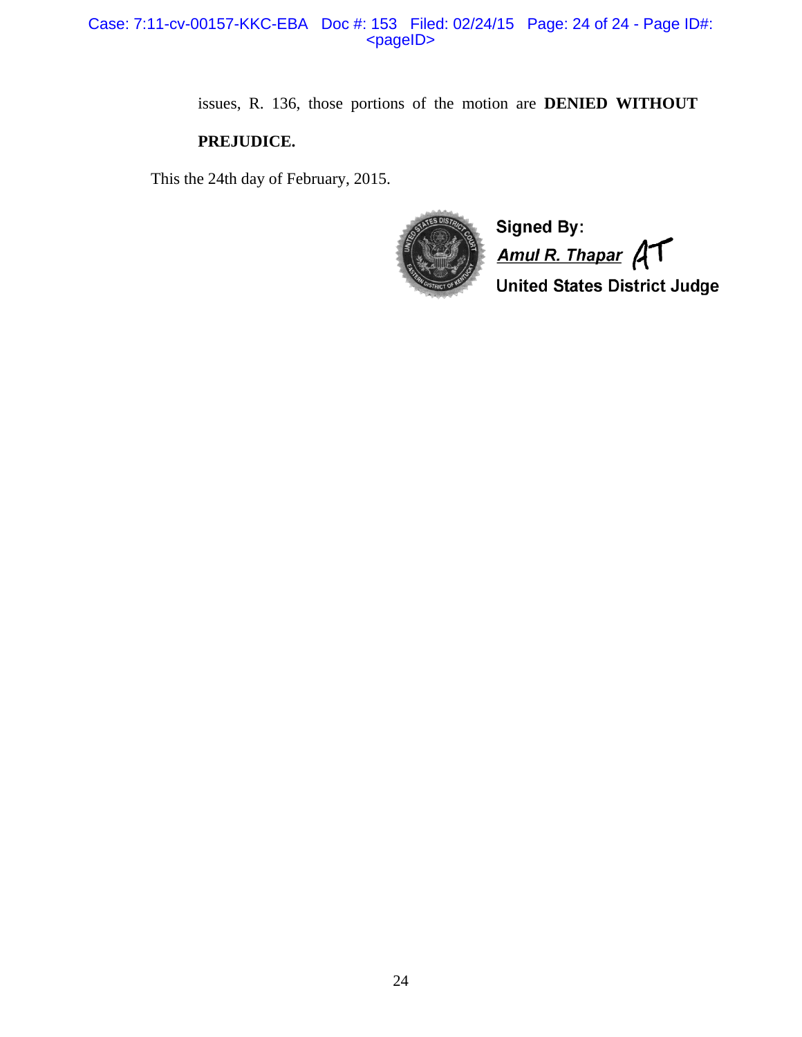issues, R. 136, those portions of the motion are **DENIED WITHOUT PREJUDICE.**

This the 24th day of February, 2015.

**Signed By:**
***Amul R. Thapar***
**United States District Judge**